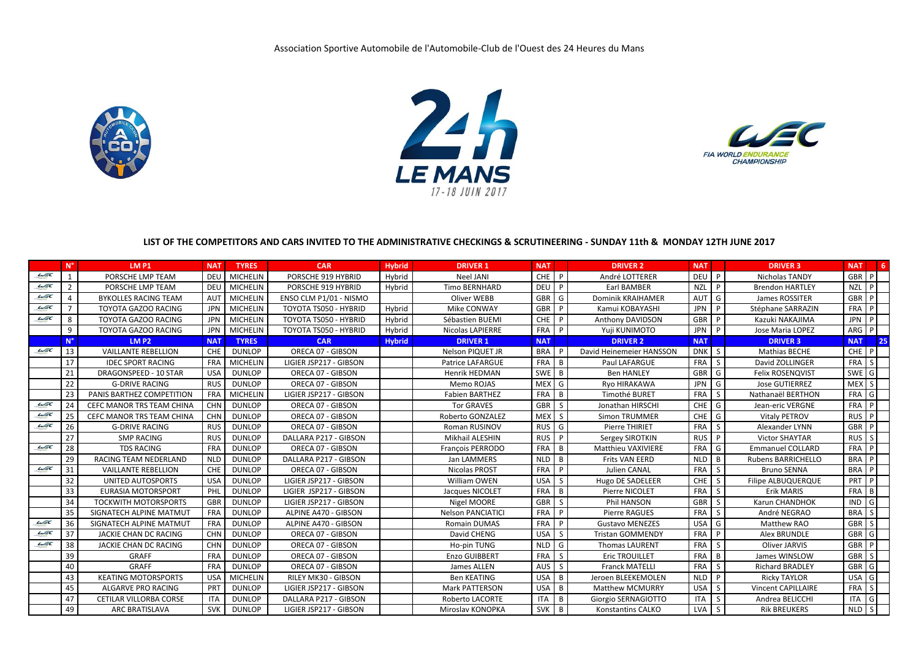Association Sportive Automobile de l'Automobile-Club de l'Ouest des 24 Heures du Mans

### LIST OF THE COMPETITORS AND CARS INVITED TO THE ADMINISTRATIVE CHECKINGS & SCRUTINEERING - SUNDAY 11th & MONDAY 12TH JUNE 2017

| | N° | LM P1 | NAT | TYRES | CAR | Hybrid | DRIVER 1 | NAT | | DRIVER 2 | NAT | | DRIVER 3 | NAT | | 6 |
|---|---|---|---|---|---|---|---|---|---|---|---|---|---|---|---|---|
| WEC | 1 | PORSCHE LMP TEAM | DEU | MICHELIN | PORSCHE 919 HYBRID | Hybrid | Neel JANI | CHE | P | André LOTTERER | DEU | P | Nicholas TANDY | GBR | P | |
| WEC | 2 | PORSCHE LMP TEAM | DEU | MICHELIN | PORSCHE 919 HYBRID | Hybrid | Timo BERNHARD | DEU | P | Earl BAMBER | NZL | P | Brendon HARTLEY | NZL | P | |
| WEC | 4 | BYKOLLES RACING TEAM | AUT | MICHELIN | ENSO CLM P1/01 - NISMO | | Oliver WEBB | GBR | G | Dominik KRAIHAMER | AUT | G | James ROSSITER | GBR | P | |
| WEC | 7 | TOYOTA GAZOO RACING | JPN | MICHELIN | TOYOTA TS050 - HYBRID | Hybrid | Mike CONWAY | GBR | P | Kamui KOBAYASHI | JPN | P | Stéphane SARRAZIN | FRA | P | |
| WEC | 8 | TOYOTA GAZOO RACING | JPN | MICHELIN | TOYOTA TS050 - HYBRID | Hybrid | Sébastien BUEMI | CHE | P | Anthony DAVIDSON | GBR | P | Kazuki NAKAJIMA | JPN | P | |
| | 9 | TOYOTA GAZOO RACING | JPN | MICHELIN | TOYOTA TS050 - HYBRID | Hybrid | Nicolas LAPIERRE | FRA | P | Yuji KUNIMOTO | JPN | P | Jose Maria LOPEZ | ARG | P | |
| | **N°** | **LM P2** | **NAT** | **TYRES** | **CAR** | **Hybrid** | **DRIVER 1** | **NAT** | | **DRIVER 2** | **NAT** | | **DRIVER 3** | **NAT** | | **25** |
| WEC | 13 | VAILLANTE REBELLION | CHE | DUNLOP | ORECA 07 - GIBSON | | Nelson PIQUET JR | BRA | P | David Heinemeier HANSSON | DNK | S | Mathias BECHE | CHE | P | |
| | 17 | IDEC SPORT RACING | FRA | MICHELIN | LIGIER JSP217 - GIBSON | | Patrice LAFARGUE | FRA | B | Paul LAFARGUE | FRA | S | David ZOLLINGER | FRA | S | |
| | 21 | DRAGONSPEED - 10 STAR | USA | DUNLOP | ORECA 07 - GIBSON | | Henrik HEDMAN | SWE | B | Ben HANLEY | GBR | G | Felix ROSENQVIST | SWE | G | |
| | 22 | G-DRIVE RACING | RUS | DUNLOP | ORECA 07 - GIBSON | | Memo ROJAS | MEX | G | Ryo HIRAKAWA | JPN | G | Jose GUTIERREZ | MEX | S | |
| | 23 | PANIS BARTHEZ COMPETITION | FRA | MICHELIN | LIGIER JSP217 - GIBSON | | Fabien BARTHEZ | FRA | B | Timothé BURET | FRA | S | Nathanaël BERTHON | FRA | G | |
| WEC | 24 | CEFC MANOR TRS TEAM CHINA | CHN | DUNLOP | ORECA 07 - GIBSON | | Tor GRAVES | GBR | S | Jonathan HIRSCHI | CHE | G | Jean-eric VERGNE | FRA | P | |
| WEC | 25 | CEFC MANOR TRS TEAM CHINA | CHN | DUNLOP | ORECA 07 - GIBSON | | Roberto GONZALEZ | MEX | S | Simon TRUMMER | CHE | G | Vitaly PETROV | RUS | P | |
| WEC | 26 | G-DRIVE RACING | RUS | DUNLOP | ORECA 07 - GIBSON | | Roman RUSINOV | RUS | G | Pierre THIRIET | FRA | S | Alexander LYNN | GBR | P | |
| | 27 | SMP RACING | RUS | DUNLOP | DALLARA P217 - GIBSON | | Mikhail ALESHIN | RUS | P | Sergey SIROTKIN | RUS | P | Victor SHAYTAR | RUS | S | |
| WEC | 28 | TDS RACING | FRA | DUNLOP | ORECA 07 - GIBSON | | François PERRODO | FRA | B | Matthieu VAXIVIERE | FRA | G | Emmanuel COLLARD | FRA | P | |
| | 29 | RACING TEAM NEDERLAND | NLD | DUNLOP | DALLARA P217 - GIBSON | | Jan LAMMERS | NLD | B | Frits VAN EERD | NLD | B | Rubens BARRICHELLO | BRA | P | |
| WEC | 31 | VAILLANTE REBELLION | CHE | DUNLOP | ORECA 07 - GIBSON | | Nicolas PROST | FRA | P | Julien CANAL | FRA | S | Bruno SENNA | BRA | P | |
| | 32 | UNITED AUTOSPORTS | USA | DUNLOP | LIGIER JSP217 - GIBSON | | William OWEN | USA | S | Hugo DE SADELEER | CHE | S | Filipe ALBUQUERQUE | PRT | P | |
| | 33 | EURASIA MOTORSPORT | PHL | DUNLOP | LIGIER JSP217 - GIBSON | | Jacques NICOLET | FRA | B | Pierre NICOLET | FRA | S | Erik MARIS | FRA | B | |
| | 34 | TOCKWITH MOTORSPORTS | GBR | DUNLOP | LIGIER JSP217 - GIBSON | | Nigel MOORE | GBR | S | Phil HANSON | GBR | S | Karun CHANDHOK | IND | G | |
| | 35 | SIGNATECH ALPINE MATMUT | FRA | DUNLOP | ALPINE A470 - GIBSON | | Nelson PANCIATICI | FRA | P | Pierre RAGUES | FRA | S | André NEGRAO | BRA | S | |
| WEC | 36 | SIGNATECH ALPINE MATMUT | FRA | DUNLOP | ALPINE A470 - GIBSON | | Romain DUMAS | FRA | P | Gustavo MENEZES | USA | G | Matthew RAO | GBR | S | |
| WEC | 37 | JACKIE CHAN DC RACING | CHN | DUNLOP | ORECA 07 - GIBSON | | David CHENG | USA | S | Tristan GOMMENDY | FRA | P | Alex BRUNDLE | GBR | G | |
| WEC | 38 | JACKIE CHAN DC RACING | CHN | DUNLOP | ORECA 07 - GIBSON | | Ho-pin TUNG | NLD | G | Thomas LAURENT | FRA | S | Oliver JARVIS | GBR | P | |
| | 39 | GRAFF | FRA | DUNLOP | ORECA 07 - GIBSON | | Enzo GUIBBERT | FRA | S | Eric TROUILLET | FRA | B | James WINSLOW | GBR | S | |
| | 40 | GRAFF | FRA | DUNLOP | ORECA 07 - GIBSON | | James ALLEN | AUS | S | Franck MATELLI | FRA | S | Richard BRADLEY | GBR | G | |
| | 43 | KEATING MOTORSPORTS | USA | MICHELIN | RILEY MK30 - GIBSON | | Ben KEATING | USA | B | Jeroen BLEEKEMOLEN | NLD | P | Ricky TAYLOR | USA | G | |
| | 45 | ALGARVE PRO RACING | PRT | DUNLOP | LIGIER JSP217 - GIBSON | | Mark PATTERSON | USA | B | Matthew MCMURRY | USA | S | Vincent CAPILLAIRE | FRA | S | |
| | 47 | CETILAR VILLORBA CORSE | ITA | DUNLOP | DALLARA P217 - GIBSON | | Roberto LACORTE | ITA | B | Giorgio SERNAGIOTTO | ITA | S | Andrea BELICCHI | ITA | G | |
| | 49 | ARC BRATISLAVA | SVK | DUNLOP | LIGIER JSP217 - GIBSON | | Miroslav KONOPKA | SVK | B | Konstantins CALKO | LVA | S | Rik BREUKERS | NLD | S | |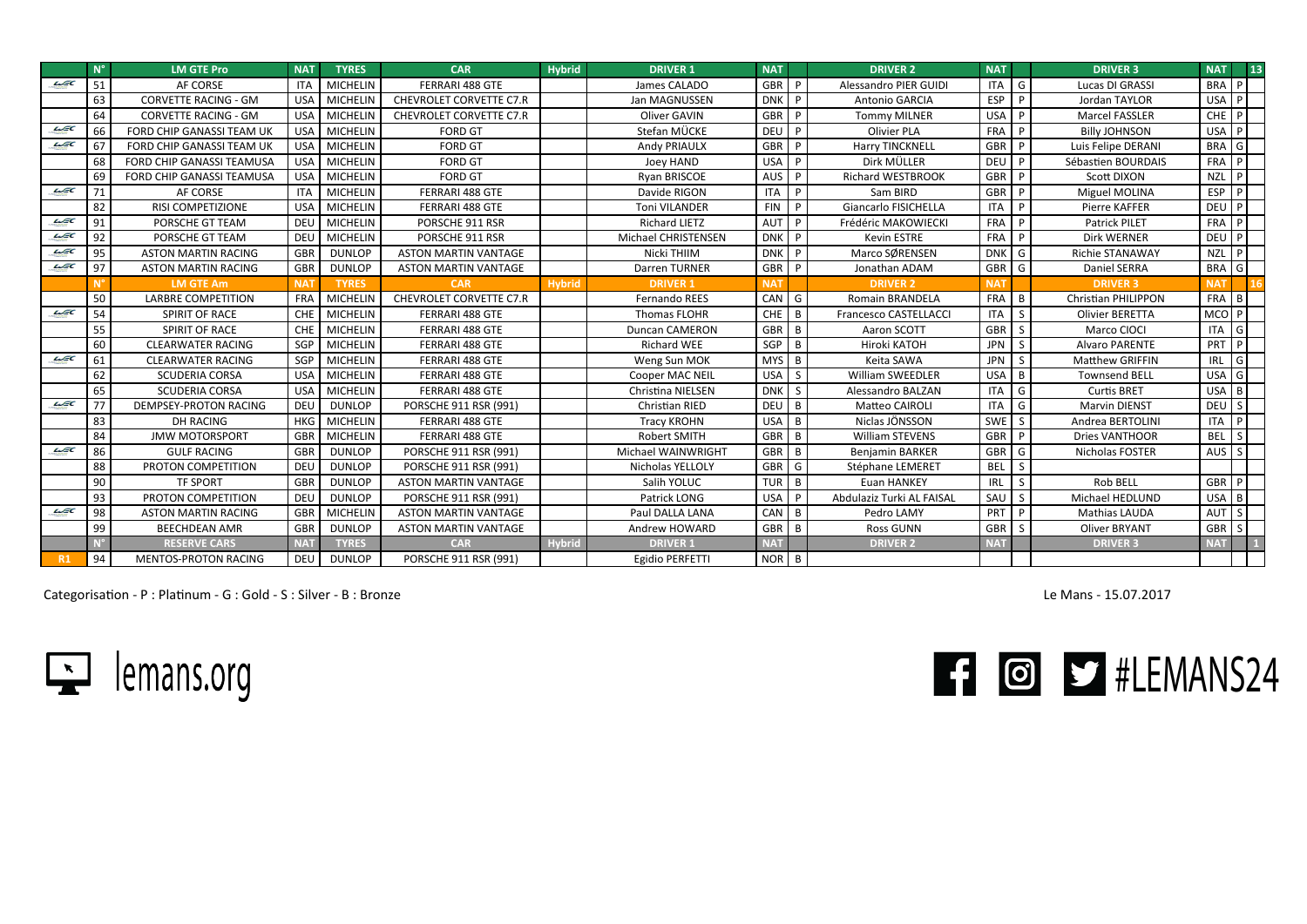| | N° | LM GTE Pro | NAT | TYRES | CAR | Hybrid | DRIVER 1 | NAT | | DRIVER 2 | NAT | | DRIVER 3 | NAT | | 13 |
|---|---|---|---|---|---|---|---|---|---|---|---|---|---|---|---|---|
| | 51 | AF CORSE | ITA | MICHELIN | FERRARI 488 GTE | | James CALADO | GBR | P | Alessandro PIER GUIDI | ITA | G | Lucas DI GRASSI | BRA | P | |
| | 63 | CORVETTE RACING - GM | USA | MICHELIN | CHEVROLET CORVETTE C7.R | | Jan MAGNUSSEN | DNK | P | Antonio GARCIA | ESP | P | Jordan TAYLOR | USA | P | |
| | 64 | CORVETTE RACING - GM | USA | MICHELIN | CHEVROLET CORVETTE C7.R | | Oliver GAVIN | GBR | P | Tommy MILNER | USA | P | Marcel FASSLER | CHE | P | |
| | 66 | FORD CHIP GANASSI TEAM UK | USA | MICHELIN | FORD GT | | Stefan MÜCKE | DEU | P | Olivier PLA | FRA | P | Billy JOHNSON | USA | P | |
| | 67 | FORD CHIP GANASSI TEAM UK | USA | MICHELIN | FORD GT | | Andy PRIAULX | GBR | P | Harry TINCKNELL | GBR | P | Luis Felipe DERANI | BRA | G | |
| | 68 | FORD CHIP GANASSI TEAMUSA | USA | MICHELIN | FORD GT | | Joey HAND | USA | P | Dirk MÜLLER | DEU | P | Sébastien BOURDAIS | FRA | P | |
| | 69 | FORD CHIP GANASSI TEAMUSA | USA | MICHELIN | FORD GT | | Ryan BRISCOE | AUS | P | Richard WESTBROOK | GBR | P | Scott DIXON | NZL | P | |
| | 71 | AF CORSE | ITA | MICHELIN | FERRARI 488 GTE | | Davide RIGON | ITA | P | Sam BIRD | GBR | P | Miguel MOLINA | ESP | P | |
| | 82 | RISI COMPETIZIONE | USA | MICHELIN | FERRARI 488 GTE | | Toni VILANDER | FIN | P | Giancarlo FISICHELLA | ITA | P | Pierre KAFFER | DEU | P | |
| | 91 | PORSCHE GT TEAM | DEU | MICHELIN | PORSCHE 911 RSR | | Richard LIETZ | AUT | P | Frédéric MAKOWIECKI | FRA | P | Patrick PILET | FRA | P | |
| | 92 | PORSCHE GT TEAM | DEU | MICHELIN | PORSCHE 911 RSR | | Michael CHRISTENSEN | DNK | P | Kevin ESTRE | FRA | P | Dirk WERNER | DEU | P | |
| | 95 | ASTON MARTIN RACING | GBR | DUNLOP | ASTON MARTIN VANTAGE | | Nicki THIIM | DNK | P | Marco SØRENSEN | DNK | G | Richie STANAWAY | NZL | P | |
| | 97 | ASTON MARTIN RACING | GBR | DUNLOP | ASTON MARTIN VANTAGE | | Darren TURNER | GBR | P | Jonathan ADAM | GBR | G | Daniel SERRA | BRA | G | |
| | **N°** | **LM GTE Am** | **NAT** | **TYRES** | **CAR** | **Hybrid** | **DRIVER 1** | **NAT** | | **DRIVER 2** | **NAT** | | **DRIVER 3** | **NAT** | | **16** |
| | 50 | LARBRE COMPETITION | FRA | MICHELIN | CHEVROLET CORVETTE C7.R | | Fernando REES | CAN | G | Romain BRANDELA | FRA | B | Christian PHILIPPON | FRA | B | |
| | 54 | SPIRIT OF RACE | CHE | MICHELIN | FERRARI 488 GTE | | Thomas FLOHR | CHE | B | Francesco CASTELLACCI | ITA | S | Olivier BERETTA | MCO | P | |
| | 55 | SPIRIT OF RACE | CHE | MICHELIN | FERRARI 488 GTE | | Duncan CAMERON | GBR | B | Aaron SCOTT | GBR | S | Marco CIOCI | ITA | G | |
| | 60 | CLEARWATER RACING | SGP | MICHELIN | FERRARI 488 GTE | | Richard WEE | SGP | B | Hiroki KATOH | JPN | S | Alvaro PARENTE | PRT | P | |
| | 61 | CLEARWATER RACING | SGP | MICHELIN | FERRARI 488 GTE | | Weng Sun MOK | MYS | B | Keita SAWA | JPN | S | Matthew GRIFFIN | IRL | G | |
| | 62 | SCUDERIA CORSA | USA | MICHELIN | FERRARI 488 GTE | | Cooper MAC NEIL | USA | S | William SWEEDLER | USA | B | Townsend BELL | USA | G | |
| | 65 | SCUDERIA CORSA | USA | MICHELIN | FERRARI 488 GTE | | Christina NIELSEN | DNK | S | Alessandro BALZAN | ITA | G | Curtis BRET | USA | B | |
| | 77 | DEMPSEY-PROTON RACING | DEU | DUNLOP | PORSCHE 911 RSR (991) | | Christian RIED | DEU | B | Matteo CAIROLI | ITA | G | Marvin DIENST | DEU | S | |
| | 83 | DH RACING | HKG | MICHELIN | FERRARI 488 GTE | | Tracy KROHN | USA | B | Niclas JÖNSSON | SWE | S | Andrea BERTOLINI | ITA | P | |
| | 84 | JMW MOTORSPORT | GBR | MICHELIN | FERRARI 488 GTE | | Robert SMITH | GBR | B | William STEVENS | GBR | P | Dries VANTHOOR | BEL | S | |
| | 86 | GULF RACING | GBR | DUNLOP | PORSCHE 911 RSR (991) | | Michael WAINWRIGHT | GBR | B | Benjamin BARKER | GBR | G | Nicholas FOSTER | AUS | S | |
| | 88 | PROTON COMPETITION | DEU | DUNLOP | PORSCHE 911 RSR (991) | | Nicholas YELLOLY | GBR | G | Stéphane LEMERET | BEL | S | | | | |
| | 90 | TF SPORT | GBR | DUNLOP | ASTON MARTIN VANTAGE | | Salih YOLUC | TUR | B | Euan HANKEY | IRL | S | Rob BELL | GBR | P | |
| | 93 | PROTON COMPETITION | DEU | DUNLOP | PORSCHE 911 RSR (991) | | Patrick LONG | USA | P | Abdulaziz Turki AL FAISAL | SAU | S | Michael HEDLUND | USA | B | |
| | 98 | ASTON MARTIN RACING | GBR | MICHELIN | ASTON MARTIN VANTAGE | | Paul DALLA LANA | CAN | B | Pedro LAMY | PRT | P | Mathias LAUDA | AUT | S | |
| | 99 | BEECHDEAN AMR | GBR | DUNLOP | ASTON MARTIN VANTAGE | | Andrew HOWARD | GBR | B | Ross GUNN | GBR | S | Oliver BRYANT | GBR | S | |
| | **N°** | **RESERVE CARS** | **NAT** | **TYRES** | **CAR** | **Hybrid** | **DRIVER 1** | **NAT** | | **DRIVER 2** | **NAT** | | **DRIVER 3** | **NAT** | | **1** |
| R1 | 94 | MENTOS-PROTON RACING | DEU | DUNLOP | PORSCHE 911 RSR (991) | | Egidio PERFETTI | NOR | B | | | | | | | |

Categorisation - P : Platinum - G : Gold - S : Silver - B : Bronze

Le Mans - 15.07.2017

lemans.org

#LEMANS24